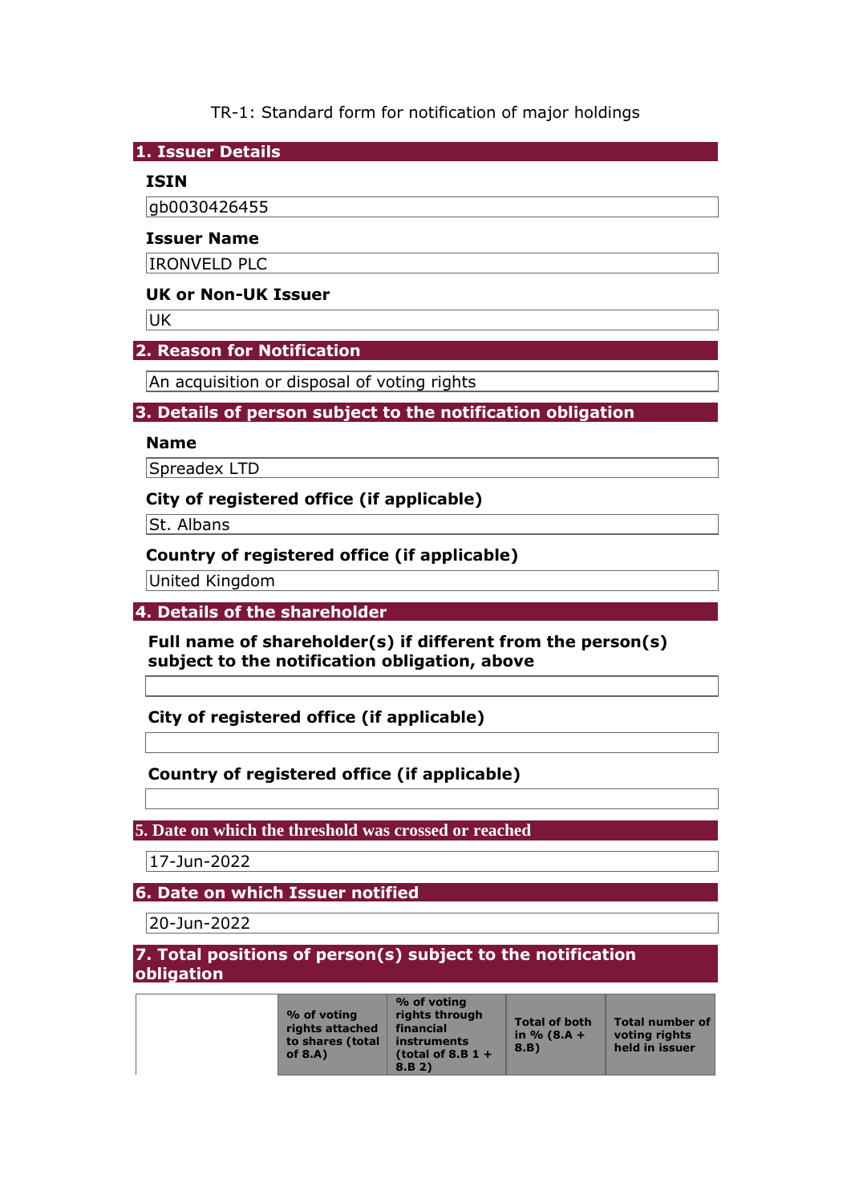TR-1: Standard form for notification of major holdings

## 1. Issuer Details

**ISIN**

gb0030426455

**Issuer Name**

IRONVELD PLC

**UK or Non-UK Issuer**

UK

## 2. Reason for Notification

An acquisition or disposal of voting rights

## 3. Details of person subject to the notification obligation

**Name**

Spreadex LTD

**City of registered office (if applicable)**

St. Albans

**Country of registered office (if applicable)**

United Kingdom

## 4. Details of the shareholder

**Full name of shareholder(s) if different from the person(s) subject to the notification obligation, above**

**City of registered office (if applicable)**

**Country of registered office (if applicable)**

## 5. Date on which the threshold was crossed or reached

17-Jun-2022

## 6. Date on which Issuer notified

20-Jun-2022

## 7. Total positions of person(s) subject to the notification obligation

| | % of voting rights attached to shares (total of 8.A) | % of voting rights through financial instruments (total of 8.B 1 + 8.B 2) | Total of both in % (8.A + 8.B) | Total number of voting rights held in issuer |
|---|---|---|---|---|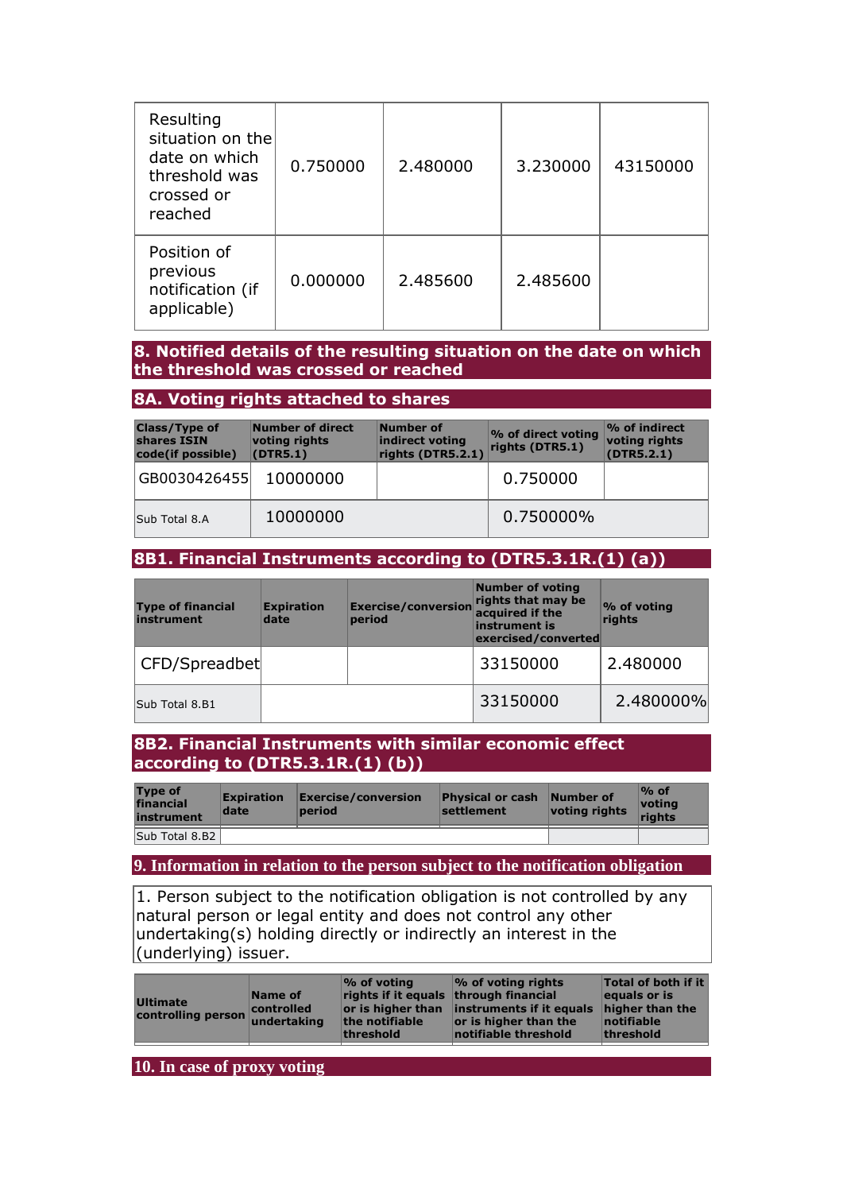| | | | | |
|---|---|---|---|---|
| Resulting situation on the date on which threshold was crossed or reached | 0.750000 | 2.480000 | 3.230000 | 43150000 |
| Position of previous notification (if applicable) | 0.000000 | 2.485600 | 2.485600 | |

## 8. Notified details of the resulting situation on the date on which the threshold was crossed or reached

### 8A. Voting rights attached to shares

| Class/Type of shares ISIN code(if possible) | Number of direct voting rights (DTR5.1) | Number of indirect voting rights (DTR5.2.1) | % of direct voting rights (DTR5.1) | % of indirect voting rights (DTR5.2.1) |
|---|---|---|---|---|
| GB0030426455 | 10000000 | | 0.750000 | |
| Sub Total 8.A | 10000000 | | 0.750000% | |

### 8B1. Financial Instruments according to (DTR5.3.1R.(1) (a))

| Type of financial instrument | Expiration date | Exercise/conversion period | Number of voting rights that may be acquired if the instrument is exercised/converted | % of voting rights |
|---|---|---|---|---|
| CFD/Spreadbet | | | 33150000 | 2.480000 |
| Sub Total 8.B1 | | | 33150000 | 2.480000% |

### 8B2. Financial Instruments with similar economic effect according to (DTR5.3.1R.(1) (b))

| Type of financial instrument | Expiration date | Exercise/conversion period | Physical or cash settlement | Number of voting rights | % of voting rights |
|---|---|---|---|---|---|
| Sub Total 8.B2 | | | | | |

## 9. Information in relation to the person subject to the notification obligation

1. Person subject to the notification obligation is not controlled by any natural person or legal entity and does not control any other undertaking(s) holding directly or indirectly an interest in the (underlying) issuer.

| Ultimate controlling person | Name of controlled undertaking | % of voting rights if it equals or is higher than the notifiable threshold | % of voting rights through financial instruments if it equals or is higher than the notifiable threshold | Total of both if it equals or is higher than the notifiable threshold |
|---|---|---|---|---|

## 10. In case of proxy voting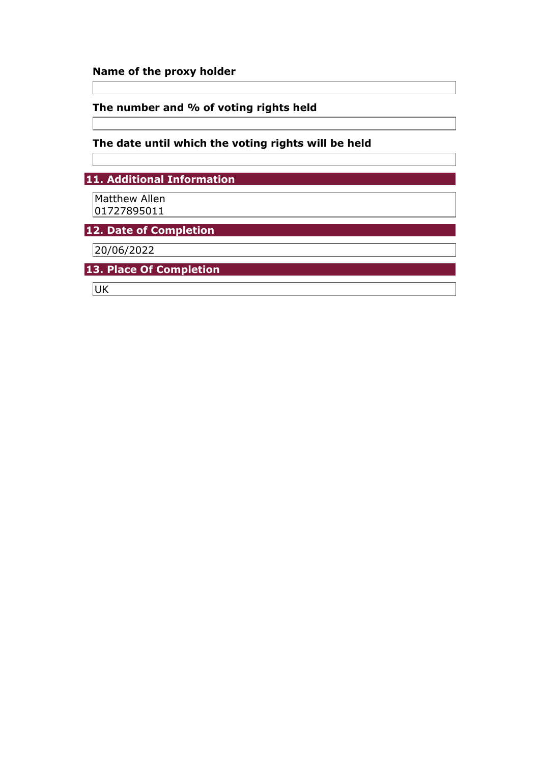**Name of the proxy holder**

**The number and % of voting rights held**

**The date until which the voting rights will be held**

## 11. Additional Information

Matthew Allen
01727895011

## 12. Date of Completion

20/06/2022

## 13. Place Of Completion

UK